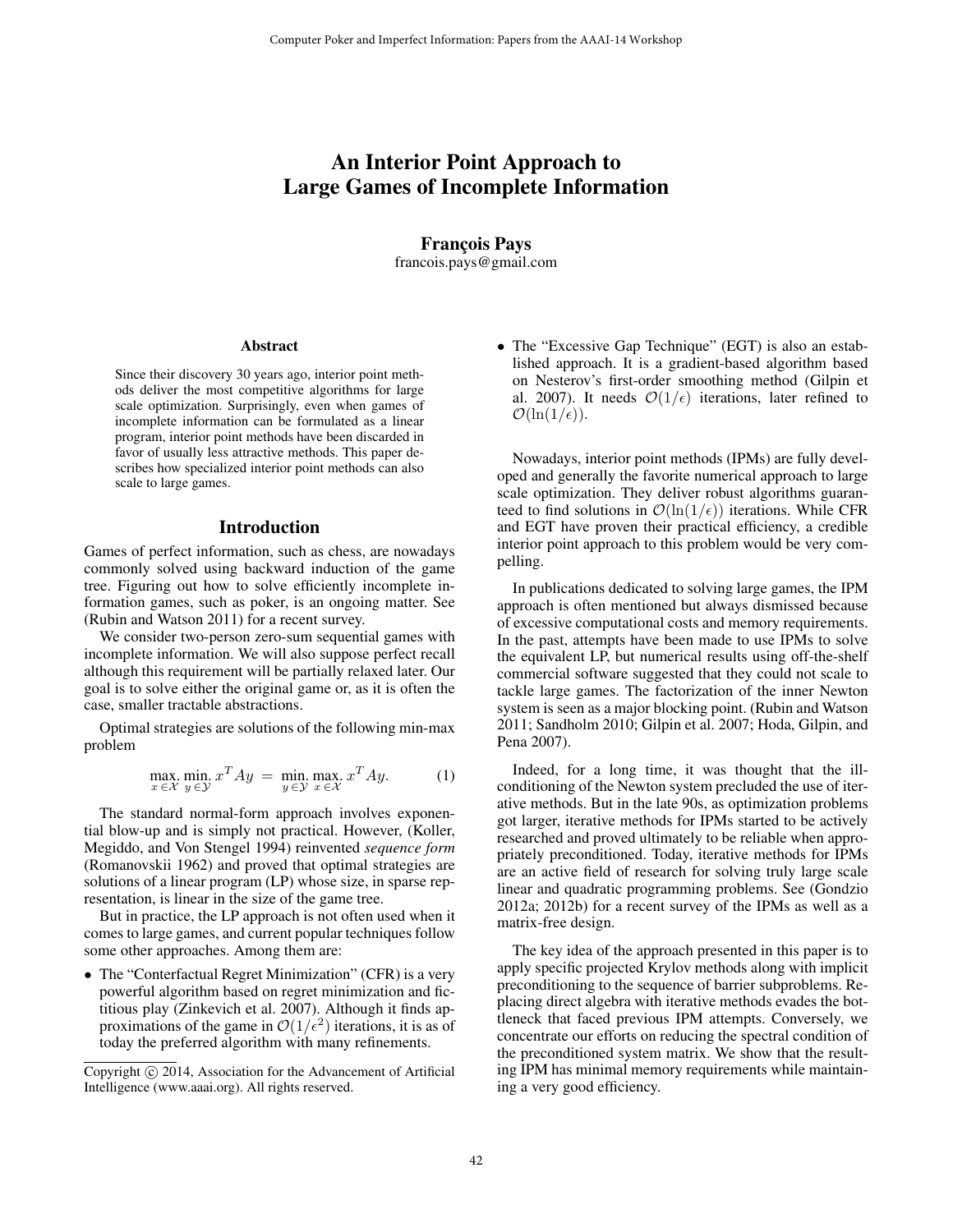# An Interior Point Approach to Large Games of Incomplete Information

**François Pays**
francois.pays@gmail.com

## Abstract

Since their discovery 30 years ago, interior point methods deliver the most competitive algorithms for large scale optimization. Surprisingly, even when games of incomplete information can be formulated as a linear program, interior point methods have been discarded in favor of usually less attractive methods. This paper describes how specialized interior point methods can also scale to large games.

## Introduction

Games of perfect information, such as chess, are nowadays commonly solved using backward induction of the game tree. Figuring out how to solve efficiently incomplete information games, such as poker, is an ongoing matter. See (Rubin and Watson 2011) for a recent survey.

We consider two-person zero-sum sequential games with incomplete information. We will also suppose perfect recall although this requirement will be partially relaxed later. Our goal is to solve either the original game or, as it is often the case, smaller tractable abstractions.

Optimal strategies are solutions of the following min-max problem

$$\max_{x \in \mathcal{X}} \min_{y \in \mathcal{Y}} x^T Ay = \min_{y \in \mathcal{Y}} \max_{x \in \mathcal{X}} x^T Ay. \quad (1)$$

The standard normal-form approach involves exponential blow-up and is simply not practical. However, (Koller, Megiddo, and Von Stengel 1994) reinvented *sequence form* (Romanovskii 1962) and proved that optimal strategies are solutions of a linear program (LP) whose size, in sparse representation, is linear in the size of the game tree.

But in practice, the LP approach is not often used when it comes to large games, and current popular techniques follow some other approaches. Among them are:

- The "Conterfactual Regret Minimization" (CFR) is a very powerful algorithm based on regret minimization and fictitious play (Zinkevich et al. 2007). Although it finds approximations of the game in $\mathcal{O}(1/\epsilon^2)$ iterations, it is as of today the preferred algorithm with many refinements.
- The "Excessive Gap Technique" (EGT) is also an established approach. It is a gradient-based algorithm based on Nesterov's first-order smoothing method (Gilpin et al. 2007). It needs $\mathcal{O}(1/\epsilon)$ iterations, later refined to $\mathcal{O}(\ln(1/\epsilon))$.

Nowadays, interior point methods (IPMs) are fully developed and generally the favorite numerical approach to large scale optimization. They deliver robust algorithms guaranteed to find solutions in $\mathcal{O}(\ln(1/\epsilon))$ iterations. While CFR and EGT have proven their practical efficiency, a credible interior point approach to this problem would be very compelling.

In publications dedicated to solving large games, the IPM approach is often mentioned but always dismissed because of excessive computational costs and memory requirements. In the past, attempts have been made to use IPMs to solve the equivalent LP, but numerical results using off-the-shelf commercial software suggested that they could not scale to tackle large games. The factorization of the inner Newton system is seen as a major blocking point. (Rubin and Watson 2011; Sandholm 2010; Gilpin et al. 2007; Hoda, Gilpin, and Pena 2007).

Indeed, for a long time, it was thought that the ill-conditioning of the Newton system precluded the use of iterative methods. But in the late 90s, as optimization problems got larger, iterative methods for IPMs started to be actively researched and proved ultimately to be reliable when appropriately preconditioned. Today, iterative methods for IPMs are an active field of research for solving truly large scale linear and quadratic programming problems. See (Gondzio 2012a; 2012b) for a recent survey of the IPMs as well as a matrix-free design.

The key idea of the approach presented in this paper is to apply specific projected Krylov methods along with implicit preconditioning to the sequence of barrier subproblems. Replacing direct algebra with iterative methods evades the bottleneck that faced previous IPM attempts. Conversely, we concentrate our efforts on reducing the spectral condition of the preconditioned system matrix. We show that the resulting IPM has minimal memory requirements while maintaining a very good efficiency.

Copyright © 2014, Association for the Advancement of Artificial Intelligence (www.aaai.org). All rights reserved.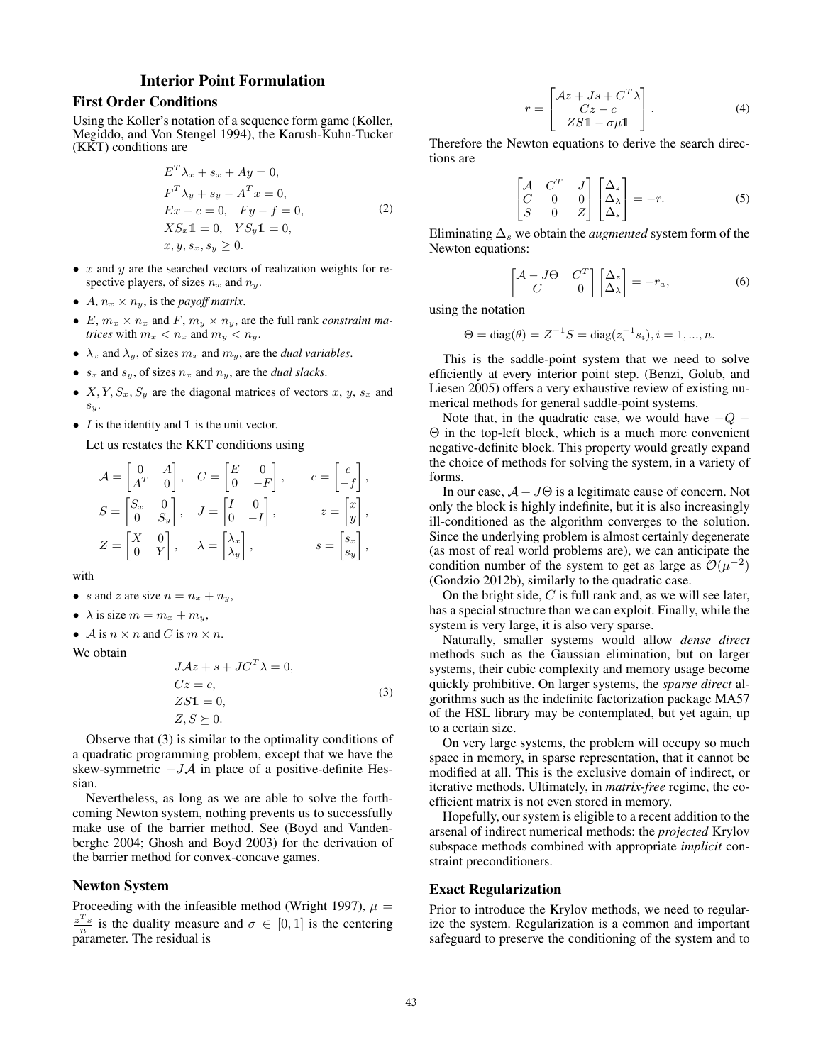## Interior Point Formulation

### First Order Conditions

Using the Koller's notation of a sequence form game (Koller, Megiddo, and Von Stengel 1994), the Karush-Kuhn-Tucker (KKT) conditions are

$$
\begin{aligned}
&E^T\lambda_x + s_x + Ay = 0,\\
&F^T\lambda_y + s_y - A^T x = 0,\\
&Ex - e = 0, \quad Fy - f = 0,\\
&XS_x\mathbb{1} = 0, \quad YS_y\mathbb{1} = 0,\\
&x, y, s_x, s_y \geq 0.
\end{aligned}
\tag{2}
$$

- $x$ and $y$ are the searched vectors of realization weights for respective players, of sizes $n_x$ and $n_y$.
- $A$, $n_x \times n_y$, is the *payoff matrix*.
- $E$, $m_x \times n_x$ and $F$, $m_y \times n_y$, are the full rank *constraint matrices* with $m_x < n_x$ and $m_y < n_y$.
- $\lambda_x$ and $\lambda_y$, of sizes $m_x$ and $m_y$, are the *dual variables*.
- $s_x$ and $s_y$, of sizes $n_x$ and $n_y$, are the *dual slacks*.
- $X, Y, S_x, S_y$ are the diagonal matrices of vectors $x$, $y$, $s_x$ and $s_y$.
- $I$ is the identity and $\mathbb{1}$ is the unit vector.

Let us restates the KKT conditions using

$$
\mathcal{A} = \begin{bmatrix} 0 & A \\ A^T & 0 \end{bmatrix}, \quad C = \begin{bmatrix} E & 0 \\ 0 & -F \end{bmatrix}, \quad c = \begin{bmatrix} e \\ -f \end{bmatrix},
$$

$$
S = \begin{bmatrix} S_x & 0 \\ 0 & S_y \end{bmatrix}, \quad J = \begin{bmatrix} I & 0 \\ 0 & -I \end{bmatrix}, \quad z = \begin{bmatrix} x \\ y \end{bmatrix},
$$

$$
Z = \begin{bmatrix} X & 0 \\ 0 & Y \end{bmatrix}, \quad \lambda = \begin{bmatrix} \lambda_x \\ \lambda_y \end{bmatrix}, \quad s = \begin{bmatrix} s_x \\ s_y \end{bmatrix},
$$

with

- $s$ and $z$ are size $n = n_x + n_y$,
- $\lambda$ is size $m = m_x + m_y$,
- $\mathcal{A}$ is $n \times n$ and $C$ is $m \times n$.

We obtain

$$
\begin{aligned}
&J\mathcal{A}z + s + JC^T\lambda = 0,\\
&Cz = c,\\
&ZS\mathbb{1} = 0,\\
&Z, S \succeq 0.
\end{aligned}
\tag{3}
$$

Observe that (3) is similar to the optimality conditions of a quadratic programming problem, except that we have the skew-symmetric $-J\mathcal{A}$ in place of a positive-definite Hessian.

Nevertheless, as long as we are able to solve the forthcoming Newton system, nothing prevents us to successfully make use of the barrier method. See (Boyd and Vandenberghe 2004; Ghosh and Boyd 2003) for the derivation of the barrier method for convex-concave games.

### Newton System

Proceeding with the infeasible method (Wright 1997), $\mu = \frac{z^T s}{n}$ is the duality measure and $\sigma \in [0, 1]$ is the centering parameter. The residual is

$$
r = \begin{bmatrix} \mathcal{A}z + Js + C^T\lambda \\ Cz - c \\ ZS\mathbb{1} - \sigma\mu\mathbb{1} \end{bmatrix}. \tag{4}
$$

Therefore the Newton equations to derive the search directions are

$$
\begin{bmatrix} \mathcal{A} & C^T & J \\ C & 0 & 0 \\ S & 0 & Z \end{bmatrix} \begin{bmatrix} \Delta_z \\ \Delta_\lambda \\ \Delta_s \end{bmatrix} = -r. \tag{5}
$$

Eliminating $\Delta_s$ we obtain the *augmented* system form of the Newton equations:

$$
\begin{bmatrix} \mathcal{A} - J\Theta & C^T \\ C & 0 \end{bmatrix} \begin{bmatrix} \Delta_z \\ \Delta_\lambda \end{bmatrix} = -r_a, \tag{6}
$$

using the notation

$$
\Theta = \operatorname{diag}(\theta) = Z^{-1}S = \operatorname{diag}(z_i^{-1}s_i), i = 1, ..., n.
$$

This is the saddle-point system that we need to solve efficiently at every interior point step. (Benzi, Golub, and Liesen 2005) offers a very exhaustive review of existing numerical methods for general saddle-point systems.

Note that, in the quadratic case, we would have $-Q - \Theta$ in the top-left block, which is a much more convenient negative-definite block. This property would greatly expand the choice of methods for solving the system, in a variety of forms.

In our case, $\mathcal{A} - J\Theta$ is a legitimate cause of concern. Not only the block is highly indefinite, but it is also increasingly ill-conditioned as the algorithm converges to the solution. Since the underlying problem is almost certainly degenerate (as most of real world problems are), we can anticipate the condition number of the system to get as large as $\mathcal{O}(\mu^{-2})$ (Gondzio 2012b), similarly to the quadratic case.

On the bright side, $C$ is full rank and, as we will see later, has a special structure than we can exploit. Finally, while the system is very large, it is also very sparse.

Naturally, smaller systems would allow *dense direct* methods such as the Gaussian elimination, but on larger systems, their cubic complexity and memory usage become quickly prohibitive. On larger systems, the *sparse direct* algorithms such as the indefinite factorization package MA57 of the HSL library may be contemplated, but yet again, up to a certain size.

On very large systems, the problem will occupy so much space in memory, in sparse representation, that it cannot be modified at all. This is the exclusive domain of indirect, or iterative methods. Ultimately, in *matrix-free* regime, the coefficient matrix is not even stored in memory.

Hopefully, our system is eligible to a recent addition to the arsenal of indirect numerical methods: the *projected* Krylov subspace methods combined with appropriate *implicit* constraint preconditioners.

### Exact Regularization

Prior to introduce the Krylov methods, we need to regularize the system. Regularization is a common and important safeguard to preserve the conditioning of the system and to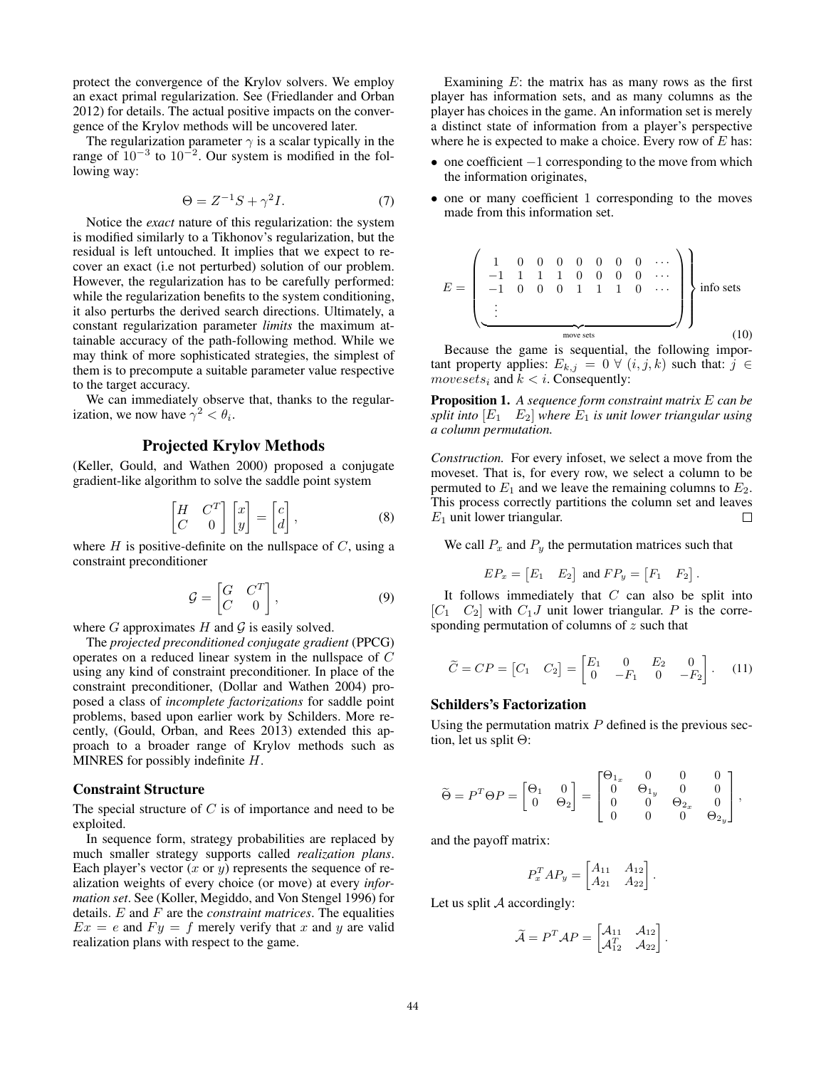protect the convergence of the Krylov solvers. We employ an exact primal regularization. See (Friedlander and Orban 2012) for details. The actual positive impacts on the convergence of the Krylov methods will be uncovered later.

The regularization parameter $\gamma$ is a scalar typically in the range of $10^{-3}$ to $10^{-2}$. Our system is modified in the following way:

$$\Theta = Z^{-1}S + \gamma^2 I. \tag{7}$$

Notice the *exact* nature of this regularization: the system is modified similarly to a Tikhonov's regularization, but the residual is left untouched. It implies that we expect to recover an exact (i.e not perturbed) solution of our problem. However, the regularization has to be carefully performed: while the regularization benefits to the system conditioning, it also perturbs the derived search directions. Ultimately, a constant regularization parameter *limits* the maximum attainable accuracy of the path-following method. While we may think of more sophisticated strategies, the simplest of them is to precompute a suitable parameter value respective to the target accuracy.

We can immediately observe that, thanks to the regularization, we now have $\gamma^2 < \theta_i$.

## Projected Krylov Methods

(Keller, Gould, and Wathen 2000) proposed a conjugate gradient-like algorithm to solve the saddle point system

$$\begin{bmatrix} H & C^T \\ C & 0 \end{bmatrix} \begin{bmatrix} x \\ y \end{bmatrix} = \begin{bmatrix} c \\ d \end{bmatrix}, \tag{8}$$

where $H$ is positive-definite on the nullspace of $C$, using a constraint preconditioner

$$\mathcal{G} = \begin{bmatrix} G & C^T \\ C & 0 \end{bmatrix}, \tag{9}$$

where $G$ approximates $H$ and $\mathcal{G}$ is easily solved.

The *projected preconditioned conjugate gradient* (PPCG) operates on a reduced linear system in the nullspace of $C$ using any kind of constraint preconditioner. In place of the constraint preconditioner, (Dollar and Wathen 2004) proposed a class of *incomplete factorizations* for saddle point problems, based upon earlier work by Schilders. More recently, (Gould, Orban, and Rees 2013) extended this approach to a broader range of Krylov methods such as MINRES for possibly indefinite $H$.

### Constraint Structure

The special structure of $C$ is of importance and need to be exploited.

In sequence form, strategy probabilities are replaced by much smaller strategy supports called *realization plans*. Each player's vector ($x$ or $y$) represents the sequence of realization weights of every choice (or move) at every *information set*. See (Koller, Megiddo, and Von Stengel 1996) for details. $E$ and $F$ are the *constraint matrices*. The equalities $Ex = e$ and $Fy = f$ merely verify that $x$ and $y$ are valid realization plans with respect to the game.

Examining $E$: the matrix has as many rows as the first player has information sets, and as many columns as the player has choices in the game. An information set is merely a distinct state of information from a player's perspective where he is expected to make a choice. Every row of $E$ has:

- one coefficient $-1$ corresponding to the move from which the information originates,
- one or many coefficient $1$ corresponding to the moves made from this information set.

$$E = \underbrace{\begin{pmatrix} 1 & 0 & 0 & 0 & 0 & 0 & 0 & 0 & \cdots \\ -1 & 1 & 1 & 1 & 0 & 0 & 0 & 0 & \cdots \\ -1 & 0 & 0 & 0 & 1 & 1 & 1 & 0 & \cdots \\ \vdots & & & & & & & & \end{pmatrix}}_{\text{move sets}} \left.\vphantom{\begin{pmatrix} 1 \\ 1 \\ 1 \\ 1 \end{pmatrix}}\right\} \text{info sets} \tag{10}$$

Because the game is sequential, the following important property applies: $E_{k,j} = 0 \ \forall\ (i, j, k)$ such that: $j \in movesets_i$ and $k < i$. Consequently:

**Proposition 1.** *A sequence form constraint matrix $E$ can be split into $[E_1 \quad E_2]$ where $E_1$ is unit lower triangular using a column permutation.*

*Construction.* For every infoset, we select a move from the moveset. That is, for every row, we select a column to be permuted to $E_1$ and we leave the remaining columns to $E_2$. This process correctly partitions the column set and leaves $E_1$ unit lower triangular. $\square$

We call $P_x$ and $P_y$ the permutation matrices such that

$$EP_x = \begin{bmatrix} E_1 & E_2 \end{bmatrix} \text{ and } FP_y = \begin{bmatrix} F_1 & F_2 \end{bmatrix}.$$

It follows immediately that $C$ can also be split into $[C_1 \quad C_2]$ with $C_1 J$ unit lower triangular. $P$ is the corresponding permutation of columns of $z$ such that

$$\widetilde{C} = CP = \begin{bmatrix} C_1 & C_2 \end{bmatrix} = \begin{bmatrix} E_1 & 0 & E_2 & 0 \\ 0 & -F_1 & 0 & -F_2 \end{bmatrix}. \tag{11}$$

### Schilders's Factorization

Using the permutation matrix $P$ defined is the previous section, let us split $\Theta$:

$$\widetilde{\Theta} = P^T \Theta P = \begin{bmatrix} \Theta_1 & 0 \\ 0 & \Theta_2 \end{bmatrix} = \begin{bmatrix} \Theta_{1_x} & 0 & 0 & 0 \\ 0 & \Theta_{1_y} & 0 & 0 \\ 0 & 0 & \Theta_{2_x} & 0 \\ 0 & 0 & 0 & \Theta_{2_y} \end{bmatrix},$$

and the payoff matrix:

$$P_x^T A P_y = \begin{bmatrix} A_{11} & A_{12} \\ A_{21} & A_{22} \end{bmatrix}.$$

Let us split $\mathcal{A}$ accordingly:

$$\widetilde{\mathcal{A}} = P^T \mathcal{A} P = \begin{bmatrix} \mathcal{A}_{11} & \mathcal{A}_{12} \\ \mathcal{A}_{12}^T & \mathcal{A}_{22} \end{bmatrix}.$$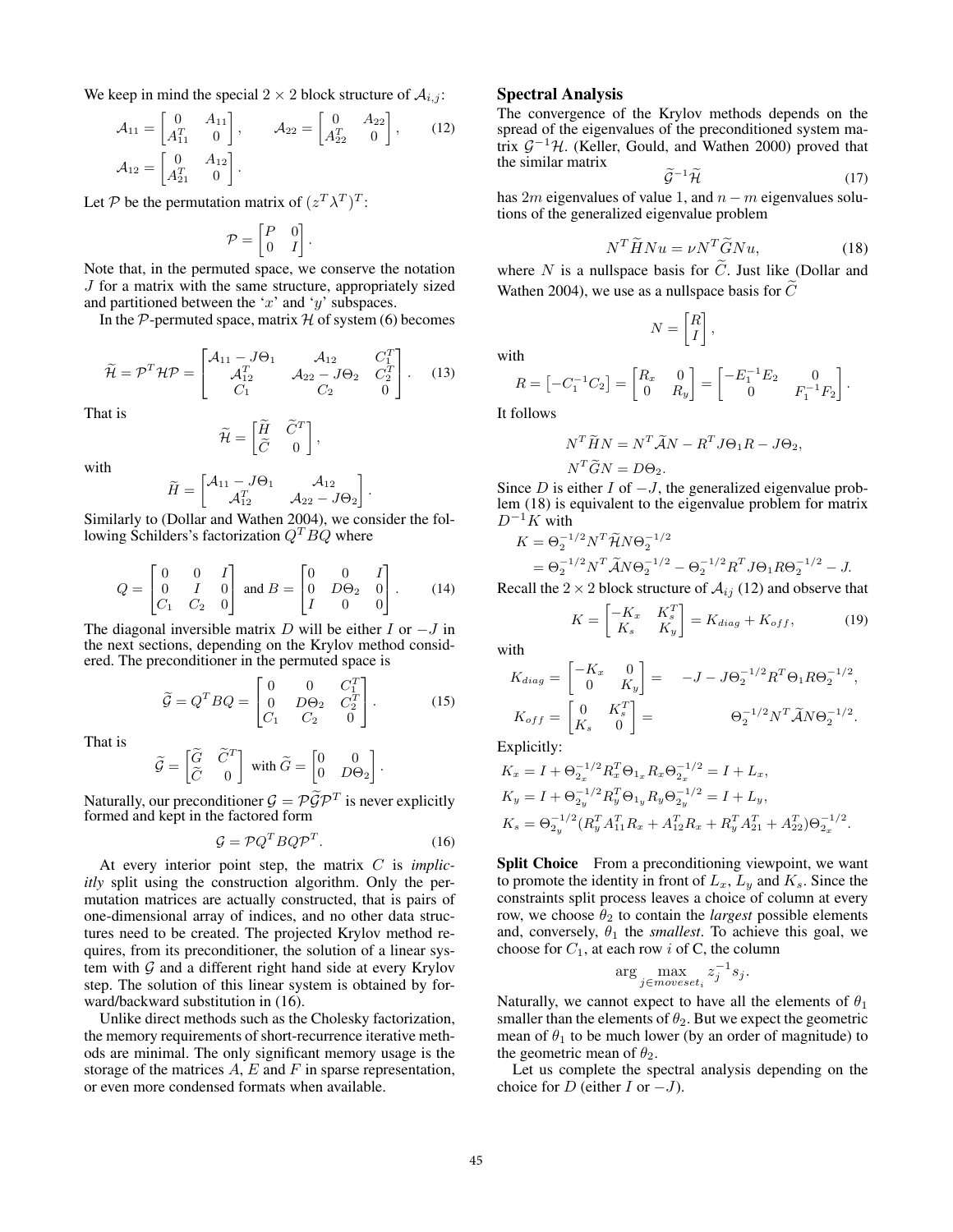We keep in mind the special $2 \times 2$ block structure of $\mathcal{A}_{i,j}$:

$$\mathcal{A}_{11} = \begin{bmatrix} 0 & A_{11} \\ A_{11}^T & 0 \end{bmatrix}, \qquad \mathcal{A}_{22} = \begin{bmatrix} 0 & A_{22} \\ A_{22}^T & 0 \end{bmatrix}, \tag{12}$$
$$\mathcal{A}_{12} = \begin{bmatrix} 0 & A_{12} \\ A_{21}^T & 0 \end{bmatrix}.$$

Let $\mathcal{P}$ be the permutation matrix of $(z^T \lambda^T)^T$:

$$\mathcal{P} = \begin{bmatrix} P & 0 \\ 0 & I \end{bmatrix}.$$

Note that, in the permuted space, we conserve the notation $J$ for a matrix with the same structure, appropriately sized and partitioned between the '$x$' and '$y$' subspaces.

In the $\mathcal{P}$-permuted space, matrix $\mathcal{H}$ of system (6) becomes

$$\widetilde{\mathcal{H}} = \mathcal{P}^T \mathcal{H} \mathcal{P} = \begin{bmatrix} \mathcal{A}_{11} - J\Theta_1 & \mathcal{A}_{12} & C_1^T \\ \mathcal{A}_{12}^T & \mathcal{A}_{22} - J\Theta_2 & C_2^T \\ C_1 & C_2 & 0 \end{bmatrix}. \tag{13}$$

That is

$$\widetilde{\mathcal{H}} = \begin{bmatrix} \widetilde{H} & \widetilde{C}^T \\ \widetilde{C} & 0 \end{bmatrix},$$

with

$$\widetilde{H} = \begin{bmatrix} \mathcal{A}_{11} - J\Theta_1 & \mathcal{A}_{12} \\ \mathcal{A}_{12}^T & \mathcal{A}_{22} - J\Theta_2 \end{bmatrix}.$$

Similarly to (Dollar and Wathen 2004), we consider the following Schilders's factorization $Q^T B Q$ where

$$Q = \begin{bmatrix} 0 & 0 & I \\ 0 & I & 0 \\ C_1 & C_2 & 0 \end{bmatrix} \text{ and } B = \begin{bmatrix} 0 & 0 & I \\ 0 & D\Theta_2 & 0 \\ I & 0 & 0 \end{bmatrix}. \tag{14}$$

The diagonal inversible matrix $D$ will be either $I$ or $-J$ in the next sections, depending on the Krylov method considered. The preconditioner in the permuted space is

$$\widetilde{\mathcal{G}} = Q^T B Q = \begin{bmatrix} 0 & 0 & C_1^T \\ 0 & D\Theta_2 & C_2^T \\ C_1 & C_2 & 0 \end{bmatrix}. \tag{15}$$

That is

$$\widetilde{\mathcal{G}} = \begin{bmatrix} \widetilde{G} & \widetilde{C}^T \\ \widetilde{C} & 0 \end{bmatrix} \text{ with } \widetilde{G} = \begin{bmatrix} 0 & 0 \\ 0 & D\Theta_2 \end{bmatrix}.$$

Naturally, our preconditioner $\mathcal{G} = \mathcal{P}\widetilde{\mathcal{G}}\mathcal{P}^T$ is never explicitly formed and kept in the factored form

$$\mathcal{G} = \mathcal{P} Q^T B Q \mathcal{P}^T. \tag{16}$$

At every interior point step, the matrix $C$ is *implicitly* split using the construction algorithm. Only the permutation matrices are actually constructed, that is pairs of one-dimensional array of indices, and no other data structures need to be created. The projected Krylov method requires, from its preconditioner, the solution of a linear system with $\mathcal{G}$ and a different right hand side at every Krylov step. The solution of this linear system is obtained by forward/backward substitution in (16).

Unlike direct methods such as the Cholesky factorization, the memory requirements of short-recurrence iterative methods are minimal. The only significant memory usage is the storage of the matrices $A$, $E$ and $F$ in sparse representation, or even more condensed formats when available.

## Spectral Analysis

The convergence of the Krylov methods depends on the spread of the eigenvalues of the preconditioned system matrix $\mathcal{G}^{-1}\mathcal{H}$. (Keller, Gould, and Wathen 2000) proved that the similar matrix

$$\widetilde{\mathcal{G}}^{-1}\widetilde{\mathcal{H}} \tag{17}$$

has $2m$ eigenvalues of value 1, and $n - m$ eigenvalues solutions of the generalized eigenvalue problem

$$N^T \widetilde{H} N u = \nu N^T \widetilde{G} N u, \tag{18}$$

where $N$ is a nullspace basis for $\widetilde{C}$. Just like (Dollar and Wathen 2004), we use as a nullspace basis for $\widetilde{C}$

$$N = \begin{bmatrix} R \\ I \end{bmatrix},$$

with

$$R = \begin{bmatrix} -C_1^{-1} C_2 \end{bmatrix} = \begin{bmatrix} R_x & 0 \\ 0 & R_y \end{bmatrix} = \begin{bmatrix} -E_1^{-1} E_2 & 0 \\ 0 & F_1^{-1} F_2 \end{bmatrix}.$$

It follows

$$N^T \widetilde{H} N = N^T \widetilde{\mathcal{A}} N - R^T J \Theta_1 R - J\Theta_2,$$
$$N^T \widetilde{G} N = D\Theta_2.$$

Since $D$ is either $I$ of $-J$, the generalized eigenvalue problem (18) is equivalent to the eigenvalue problem for matrix $D^{-1}K$ with

$$K = \Theta_2^{-1/2} N^T \widetilde{\mathcal{H}} N \Theta_2^{-1/2}$$
$$= \Theta_2^{-1/2} N^T \widetilde{\mathcal{A}} N \Theta_2^{-1/2} - \Theta_2^{-1/2} R^T J \Theta_1 R \Theta_2^{-1/2} - J.$$

Recall the $2 \times 2$ block structure of $\mathcal{A}_{ij}$ (12) and observe that

$$K = \begin{bmatrix} -K_x & K_s^T \\ K_s & K_y \end{bmatrix} = K_{diag} + K_{off}, \tag{19}$$

with

$$K_{diag} = \begin{bmatrix} -K_x & 0 \\ 0 & K_y \end{bmatrix} = \quad -J - J\Theta_2^{-1/2} R^T \Theta_1 R \Theta_2^{-1/2},$$
$$K_{off} = \begin{bmatrix} 0 & K_s^T \\ K_s & 0 \end{bmatrix} = \qquad \Theta_2^{-1/2} N^T \widetilde{\mathcal{A}} N \Theta_2^{-1/2}.$$

Explicitly:

$$K_x = I + \Theta_{2_x}^{-1/2} R_x^T \Theta_{1_x} R_x \Theta_{2_x}^{-1/2} = I + L_x,$$
$$K_y = I + \Theta_{2_y}^{-1/2} R_y^T \Theta_{1_y} R_y \Theta_{2_y}^{-1/2} = I + L_y,$$
$$K_s = \Theta_{2_y}^{-1/2} (R_y^T A_{11}^T R_x + A_{12}^T R_x + R_y^T A_{21}^T + A_{22}^T) \Theta_{2_x}^{-1/2}.$$

**Split Choice** From a preconditioning viewpoint, we want to promote the identity in front of $L_x$, $L_y$ and $K_s$. Since the constraints split process leaves a choice of column at every row, we choose $\theta_2$ to contain the *largest* possible elements and, conversely, $\theta_1$ the *smallest*. To achieve this goal, we choose for $C_1$, at each row $i$ of C, the column

$$\arg \max_{j \in moveset_i} z_j^{-1} s_j.$$

Naturally, we cannot expect to have all the elements of $\theta_1$ smaller than the elements of $\theta_2$. But we expect the geometric mean of $\theta_1$ to be much lower (by an order of magnitude) to the geometric mean of $\theta_2$.

Let us complete the spectral analysis depending on the choice for $D$ (either $I$ or $-J$).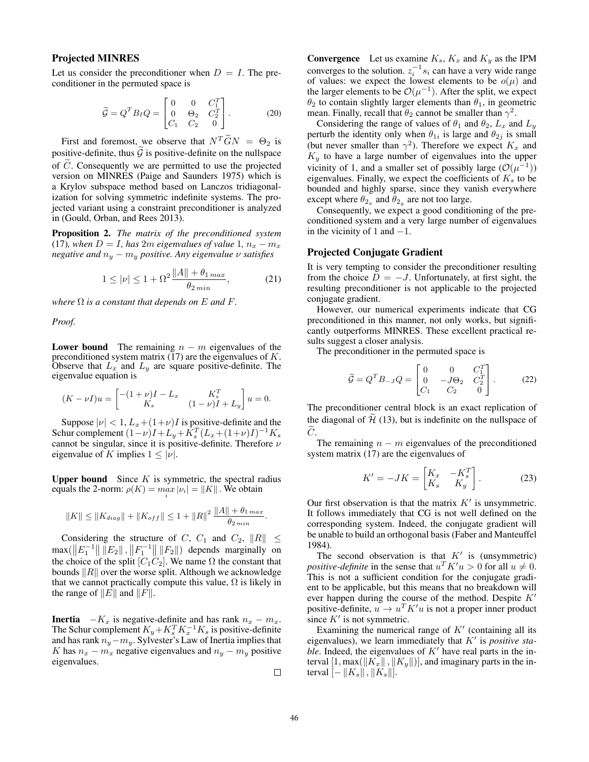## Projected MINRES

Let us consider the preconditioner when $D = I$. The preconditioner in the permuted space is

$$\widetilde{\mathcal{G}} = Q^T B_I Q = \begin{bmatrix} 0 & 0 & C_1^T \\ 0 & \Theta_2 & C_2^T \\ C_1 & C_2 & 0 \end{bmatrix}. \tag{20}$$

First and foremost, we observe that $N^T \widetilde{G} N = \Theta_2$ is positive-definite, thus $\widetilde{\mathcal{G}}$ is positive-definite on the nullspace of $\widetilde{C}$. Consequently we are permitted to use the projected version on MINRES (Paige and Saunders 1975) which is a Krylov subspace method based on Lanczos tridiagonalization for solving symmetric indefinite systems. The projected variant using a constraint preconditioner is analyzed in (Gould, Orban, and Rees 2013).

**Proposition 2.** *The matrix of the preconditioned system* (17)*, when $D = I$, has $2m$ eigenvalues of value 1, $n_x - m_x$ negative and $n_y - m_y$ positive. Any eigenvalue $\nu$ satisfies*

$$1 \leq |\nu| \leq 1 + \Omega^2 \frac{\|A\| + \theta_{1\,max}}{\theta_{2\,min}}, \tag{21}$$

*where $\Omega$ is a constant that depends on $E$ and $F$.*

*Proof.*

**Lower bound** The remaining $n - m$ eigenvalues of the preconditioned system matrix (17) are the eigenvalues of $K$. Observe that $L_x$ and $L_y$ are square positive-definite. The eigenvalue equation is

$$(K - \nu I)u = \begin{bmatrix} -(1+\nu)I - L_x & K_s^T \\ K_s & (1-\nu)I + L_y \end{bmatrix} u = 0.$$

Suppose $|\nu| < 1$, $L_x + (1+\nu)I$ is positive-definite and the Schur complement $(1-\nu)I + L_y + K_s^T(L_x + (1+\nu)I)^{-1}K_s$ cannot be singular, since it is positive-definite. Therefore $\nu$ eigenvalue of $K$ implies $1 \leq |\nu|$.

**Upper bound** Since $K$ is symmetric, the spectral radius equals the 2-norm: $\rho(K) = \max_i |\nu_i| = \|K\|$. We obtain

$$\|K\| \leq \|K_{diag}\| + \|K_{off}\| \leq 1 + \|R\|^2 \frac{\|A\| + \theta_{1\,max}}{\theta_{2\,min}}.$$

Considering the structure of $C$, $C_1$ and $C_2$, $\|R\| \leq \max(\|E_1^{-1}\| \|E_2\|, \|F_1^{-1}\| \|F_2\|)$ depends marginally on the choice of the split $[C_1 C_2]$. We name $\Omega$ the constant that bounds $\|R\|$ over the worse split. Although we acknowledge that we cannot practically compute this value, $\Omega$ is likely in the range of $\|E\|$ and $\|F\|$.

**Inertia** $-K_x$ is negative-definite and has rank $n_x - m_x$. The Schur complement $K_y + K_s^T K_x^{-1} K_s$ is positive-definite and has rank $n_y - m_y$. Sylvester's Law of Inertia implies that $K$ has $n_x - m_x$ negative eigenvalues and $n_y - m_y$ positive eigenvalues.

□

**Convergence** Let us examine $K_s$, $K_x$ and $K_y$ as the IPM converges to the solution. $z_i^{-1} s_i$ can have a very wide range of values: we expect the lowest elements to be $o(\mu)$ and the larger elements to be $\mathcal{O}(\mu^{-1})$. After the split, we expect $\theta_2$ to contain slightly larger elements than $\theta_1$, in geometric mean. Finally, recall that $\theta_2$ cannot be smaller than $\gamma^2$.

Considering the range of values of $\theta_1$ and $\theta_2$, $L_x$ and $L_y$ perturb the identity only when $\theta_{1i}$ is large and $\theta_{2j}$ is small (but never smaller than $\gamma^2$). Therefore we expect $K_x$ and $K_y$ to have a large number of eigenvalues into the upper vicinity of 1, and a smaller set of possibly large ($\mathcal{O}(\mu^{-1})$) eigenvalues. Finally, we expect the coefficients of $K_s$ to be bounded and highly sparse, since they vanish everywhere except where $\theta_{2_x}$ and $\theta_{2_y}$ are not too large.

Consequently, we expect a good conditioning of the preconditioned system and a very large number of eigenvalues in the vicinity of 1 and $-1$.

## Projected Conjugate Gradient

It is very tempting to consider the preconditioner resulting from the choice $D = -J$. Unfortunately, at first sight, the resulting preconditioner is not applicable to the projected conjugate gradient.

However, our numerical experiments indicate that CG preconditioned in this manner, not only works, but significantly outperforms MINRES. These excellent practical results suggest a closer analysis.

The preconditioner in the permuted space is

$$\widetilde{\mathcal{G}} = Q^T B_{-J} Q = \begin{bmatrix} 0 & 0 & C_1^T \\ 0 & -J\Theta_2 & C_2^T \\ C_1 & C_2 & 0 \end{bmatrix}. \tag{22}$$

The preconditioner central block is an exact replication of the diagonal of $\widetilde{\mathcal{H}}$ (13), but is indefinite on the nullspace of $\widetilde{C}$.

The remaining $n - m$ eigenvalues of the preconditioned system matrix (17) are the eigenvalues of

$$K' = -JK = \begin{bmatrix} K_x & -K_s^T \\ K_s & K_y \end{bmatrix}. \tag{23}$$

Our first observation is that the matrix $K'$ is unsymmetric. It follows immediately that CG is not well defined on the corresponding system. Indeed, the conjugate gradient will be unable to build an orthogonal basis (Faber and Manteuffel 1984).

The second observation is that $K'$ is (unsymmetric) *positive-definite* in the sense that $u^T K' u > 0$ for all $u \neq 0$. This is not a sufficient condition for the conjugate gradient to be applicable, but this means that no breakdown will ever happen during the course of the method. Despite $K'$ positive-definite, $u \to u^T K' u$ is not a proper inner product since $K'$ is not symmetric.

Examining the numerical range of $K'$ (containing all its eigenvalues), we learn immediately that $K'$ is *positive stable*. Indeed, the eigenvalues of $K'$ have real parts in the interval $[1, \max(\|K_x\|, \|K_y\|)]$, and imaginary parts in the interval $[-\|K_s\|, \|K_s\|]$.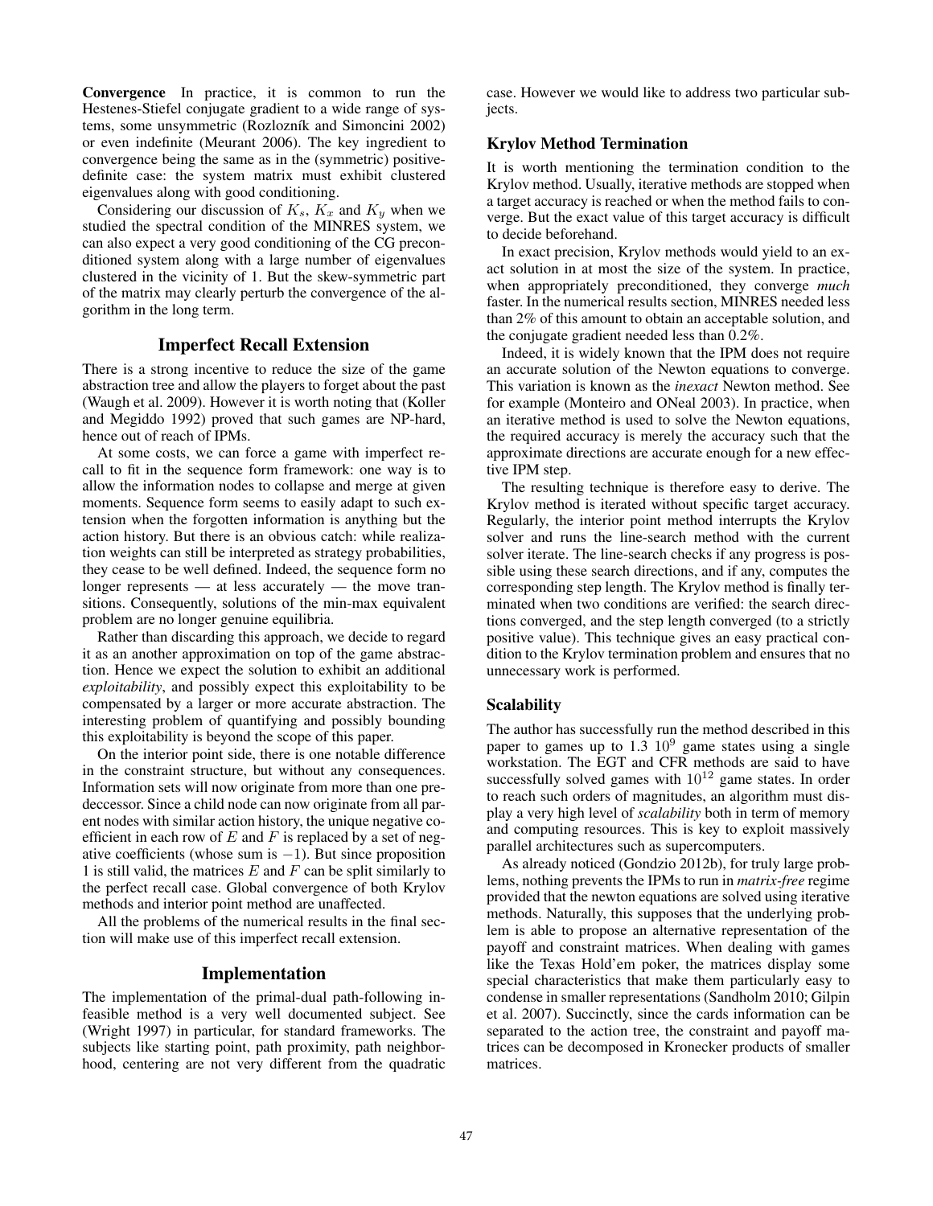**Convergence** In practice, it is common to run the Hestenes-Stiefel conjugate gradient to a wide range of systems, some unsymmetric (Rozloznı́k and Simoncini 2002) or even indefinite (Meurant 2006). The key ingredient to convergence being the same as in the (symmetric) positive-definite case: the system matrix must exhibit clustered eigenvalues along with good conditioning.

Considering our discussion of $K_s$, $K_x$ and $K_y$ when we studied the spectral condition of the MINRES system, we can also expect a very good conditioning of the CG preconditioned system along with a large number of eigenvalues clustered in the vicinity of 1. But the skew-symmetric part of the matrix may clearly perturb the convergence of the algorithm in the long term.

## Imperfect Recall Extension

There is a strong incentive to reduce the size of the game abstraction tree and allow the players to forget about the past (Waugh et al. 2009). However it is worth noting that (Koller and Megiddo 1992) proved that such games are NP-hard, hence out of reach of IPMs.

At some costs, we can force a game with imperfect recall to fit in the sequence form framework: one way is to allow the information nodes to collapse and merge at given moments. Sequence form seems to easily adapt to such extension when the forgotten information is anything but the action history. But there is an obvious catch: while realization weights can still be interpreted as strategy probabilities, they cease to be well defined. Indeed, the sequence form no longer represents — at less accurately — the move transitions. Consequently, solutions of the min-max equivalent problem are no longer genuine equilibria.

Rather than discarding this approach, we decide to regard it as an another approximation on top of the game abstraction. Hence we expect the solution to exhibit an additional *exploitability*, and possibly expect this exploitability to be compensated by a larger or more accurate abstraction. The interesting problem of quantifying and possibly bounding this exploitability is beyond the scope of this paper.

On the interior point side, there is one notable difference in the constraint structure, but without any consequences. Information sets will now originate from more than one predeccessor. Since a child node can now originate from all parent nodes with similar action history, the unique negative coefficient in each row of $E$ and $F$ is replaced by a set of negative coefficients (whose sum is $-1$). But since proposition 1 is still valid, the matrices $E$ and $F$ can be split similarly to the perfect recall case. Global convergence of both Krylov methods and interior point method are unaffected.

All the problems of the numerical results in the final section will make use of this imperfect recall extension.

## Implementation

The implementation of the primal-dual path-following infeasible method is a very well documented subject. See (Wright 1997) in particular, for standard frameworks. The subjects like starting point, path proximity, path neighborhood, centering are not very different from the quadratic case. However we would like to address two particular subjects.

### Krylov Method Termination

It is worth mentioning the termination condition to the Krylov method. Usually, iterative methods are stopped when a target accuracy is reached or when the method fails to converge. But the exact value of this target accuracy is difficult to decide beforehand.

In exact precision, Krylov methods would yield to an exact solution in at most the size of the system. In practice, when appropriately preconditioned, they converge *much* faster. In the numerical results section, MINRES needed less than 2% of this amount to obtain an acceptable solution, and the conjugate gradient needed less than 0.2%.

Indeed, it is widely known that the IPM does not require an accurate solution of the Newton equations to converge. This variation is known as the *inexact* Newton method. See for example (Monteiro and ONeal 2003). In practice, when an iterative method is used to solve the Newton equations, the required accuracy is merely the accuracy such that the approximate directions are accurate enough for a new effective IPM step.

The resulting technique is therefore easy to derive. The Krylov method is iterated without specific target accuracy. Regularly, the interior point method interrupts the Krylov solver and runs the line-search method with the current solver iterate. The line-search checks if any progress is possible using these search directions, and if any, computes the corresponding step length. The Krylov method is finally terminated when two conditions are verified: the search directions converged, and the step length converged (to a strictly positive value). This technique gives an easy practical condition to the Krylov termination problem and ensures that no unnecessary work is performed.

### Scalability

The author has successfully run the method described in this paper to games up to 1.3 $10^9$ game states using a single workstation. The EGT and CFR methods are said to have successfully solved games with $10^{12}$ game states. In order to reach such orders of magnitudes, an algorithm must display a very high level of *scalability* both in term of memory and computing resources. This is key to exploit massively parallel architectures such as supercomputers.

As already noticed (Gondzio 2012b), for truly large problems, nothing prevents the IPMs to run in *matrix-free* regime provided that the newton equations are solved using iterative methods. Naturally, this supposes that the underlying problem is able to propose an alternative representation of the payoff and constraint matrices. When dealing with games like the Texas Hold'em poker, the matrices display some special characteristics that make them particularly easy to condense in smaller representations (Sandholm 2010; Gilpin et al. 2007). Succinctly, since the cards information can be separated to the action tree, the constraint and payoff matrices can be decomposed in Kronecker products of smaller matrices.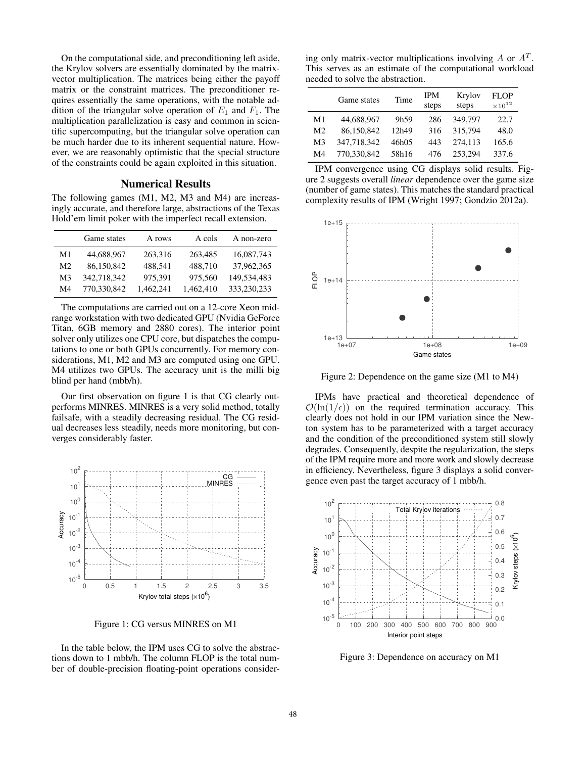On the computational side, and preconditioning left aside, the Krylov solvers are essentially dominated by the matrix-vector multiplication. The matrices being either the payoff matrix or the constraint matrices. The preconditioner requires essentially the same operations, with the notable addition of the triangular solve operation of $E_1$ and $F_1$. The multiplication parallelization is easy and common in scientific supercomputing, but the triangular solve operation can be much harder due to its inherent sequential nature. However, we are reasonably optimistic that the special structure of the constraints could be again exploited in this situation.

## Numerical Results

The following games (M1, M2, M3 and M4) are increasingly accurate, and therefore large, abstractions of the Texas Hold'em limit poker with the imperfect recall extension.

| | Game states | A rows | A cols | A non-zero |
|---|---|---|---|---|
| M1 | 44,688,967 | 263,316 | 263,485 | 16,087,743 |
| M2 | 86,150,842 | 488,541 | 488,710 | 37,962,365 |
| M3 | 342,718,342 | 975,391 | 975,560 | 149,534,483 |
| M4 | 770,330,842 | 1,462,241 | 1,462,410 | 333,230,233 |

The computations are carried out on a 12-core Xeon mid-range workstation with two dedicated GPU (Nvidia GeForce Titan, 6GB memory and 2880 cores). The interior point solver only utilizes one CPU core, but dispatches the computations to one or both GPUs concurrently. For memory considerations, M1, M2 and M3 are computed using one GPU. M4 utilizes two GPUs. The accuracy unit is the milli big blind per hand (mbb/h).

Our first observation on figure 1 is that CG clearly outperforms MINRES. MINRES is a very solid method, totally failsafe, with a steadily decreasing residual. The CG residual decreases less steadily, needs more monitoring, but converges considerably faster.

Figure 1: CG versus MINRES on M1

In the table below, the IPM uses CG to solve the abstractions down to 1 mbb/h. The column FLOP is the total number of double-precision floating-point operations considering only matrix-vector multiplications involving $A$ or $A^T$. This serves as an estimate of the computational workload needed to solve the abstraction.

| | Game states | Time | IPM steps | Krylov steps | FLOP $\times 10^{12}$ |
|---|---|---|---|---|---|
| M1 | 44,688,967 | 9h59 | 286 | 349,797 | 22.7 |
| M2 | 86,150,842 | 12h49 | 316 | 315,794 | 48.0 |
| M3 | 347,718,342 | 46h05 | 443 | 274,113 | 165.6 |
| M4 | 770,330,842 | 58h16 | 476 | 253,294 | 337.6 |

IPM convergence using CG displays solid results. Figure 2 suggests overall *linear* dependence over the game size (number of game states). This matches the standard practical complexity results of IPM (Wright 1997; Gondzio 2012a).

Figure 2: Dependence on the game size (M1 to M4)

IPMs have practical and theoretical dependence of $\mathcal{O}(\ln(1/\epsilon))$ on the required termination accuracy. This clearly does not hold in our IPM variation since the Newton system has to be parameterized with a target accuracy and the condition of the preconditioned system still slowly degrades. Consequently, despite the regularization, the steps of the IPM require more and more work and slowly decrease in efficiency. Nevertheless, figure 3 displays a solid convergence even past the target accuracy of 1 mbb/h.

Figure 3: Dependence on accuracy on M1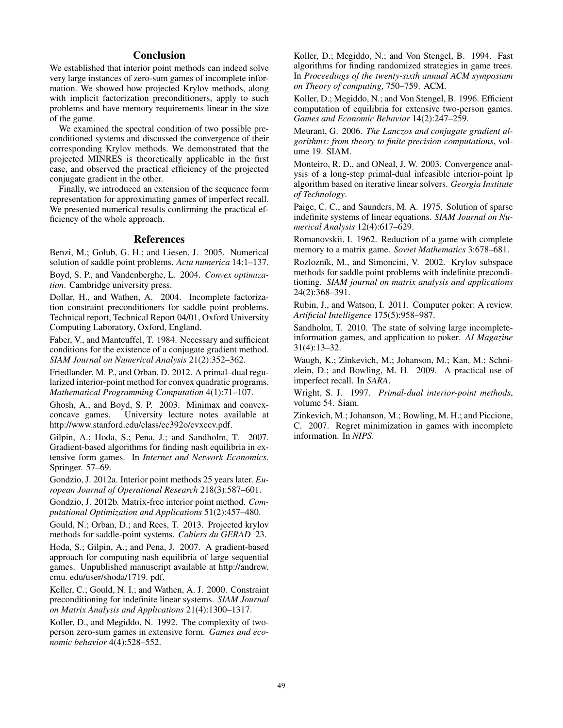## Conclusion

We established that interior point methods can indeed solve very large instances of zero-sum games of incomplete information. We showed how projected Krylov methods, along with implicit factorization preconditioners, apply to such problems and have memory requirements linear in the size of the game.

We examined the spectral condition of two possible preconditioned systems and discussed the convergence of their corresponding Krylov methods. We demonstrated that the projected MINRES is theoretically applicable in the first case, and observed the practical efficiency of the projected conjugate gradient in the other.

Finally, we introduced an extension of the sequence form representation for approximating games of imperfect recall. We presented numerical results confirming the practical efficiency of the whole approach.

## References

Benzi, M.; Golub, G. H.; and Liesen, J. 2005. Numerical solution of saddle point problems. *Acta numerica* 14:1–137.

Boyd, S. P., and Vandenberghe, L. 2004. *Convex optimization*. Cambridge university press.

Dollar, H., and Wathen, A. 2004. Incomplete factorization constraint preconditioners for saddle point problems. Technical report, Technical Report 04/01, Oxford University Computing Laboratory, Oxford, England.

Faber, V., and Manteuffel, T. 1984. Necessary and sufficient conditions for the existence of a conjugate gradient method. *SIAM Journal on Numerical Analysis* 21(2):352–362.

Friedlander, M. P., and Orban, D. 2012. A primal–dual regularized interior-point method for convex quadratic programs. *Mathematical Programming Computation* 4(1):71–107.

Ghosh, A., and Boyd, S. P. 2003. Minimax and convex-concave games. University lecture notes available at http://www.stanford.edu/class/ee392o/cvxccv.pdf.

Gilpin, A.; Hoda, S.; Pena, J.; and Sandholm, T. 2007. Gradient-based algorithms for finding nash equilibria in extensive form games. In *Internet and Network Economics*. Springer. 57–69.

Gondzio, J. 2012a. Interior point methods 25 years later. *European Journal of Operational Research* 218(3):587–601.

Gondzio, J. 2012b. Matrix-free interior point method. *Computational Optimization and Applications* 51(2):457–480.

Gould, N.; Orban, D.; and Rees, T. 2013. Projected krylov methods for saddle-point systems. *Cahiers du GERAD* 23.

Hoda, S.; Gilpin, A.; and Pena, J. 2007. A gradient-based approach for computing nash equilibria of large sequential games. Unpublished manuscript available at http://andrew.cmu.edu/user/shoda/1719.pdf.

Keller, C.; Gould, N. I.; and Wathen, A. J. 2000. Constraint preconditioning for indefinite linear systems. *SIAM Journal on Matrix Analysis and Applications* 21(4):1300–1317.

Koller, D., and Megiddo, N. 1992. The complexity of two-person zero-sum games in extensive form. *Games and economic behavior* 4(4):528–552.

Koller, D.; Megiddo, N.; and Von Stengel, B. 1994. Fast algorithms for finding randomized strategies in game trees. In *Proceedings of the twenty-sixth annual ACM symposium on Theory of computing*, 750–759. ACM.

Koller, D.; Megiddo, N.; and Von Stengel, B. 1996. Efficient computation of equilibria for extensive two-person games. *Games and Economic Behavior* 14(2):247–259.

Meurant, G. 2006. *The Lanczos and conjugate gradient algorithms: from theory to finite precision computations*, volume 19. SIAM.

Monteiro, R. D., and ONeal, J. W. 2003. Convergence analysis of a long-step primal-dual infeasible interior-point lp algorithm based on iterative linear solvers. *Georgia Institute of Technology*.

Paige, C. C., and Saunders, M. A. 1975. Solution of sparse indefinite systems of linear equations. *SIAM Journal on Numerical Analysis* 12(4):617–629.

Romanovskii, I. 1962. Reduction of a game with complete memory to a matrix game. *Soviet Mathematics* 3:678–681.

Rozložník, M., and Simoncini, V. 2002. Krylov subspace methods for saddle point problems with indefinite preconditioning. *SIAM journal on matrix analysis and applications* 24(2):368–391.

Rubin, J., and Watson, I. 2011. Computer poker: A review. *Artificial Intelligence* 175(5):958–987.

Sandholm, T. 2010. The state of solving large incomplete-information games, and application to poker. *AI Magazine* 31(4):13–32.

Waugh, K.; Zinkevich, M.; Johanson, M.; Kan, M.; Schnizlein, D.; and Bowling, M. H. 2009. A practical use of imperfect recall. In *SARA*.

Wright, S. J. 1997. *Primal-dual interior-point methods*, volume 54. Siam.

Zinkevich, M.; Johanson, M.; Bowling, M. H.; and Piccione, C. 2007. Regret minimization in games with incomplete information. In *NIPS*.